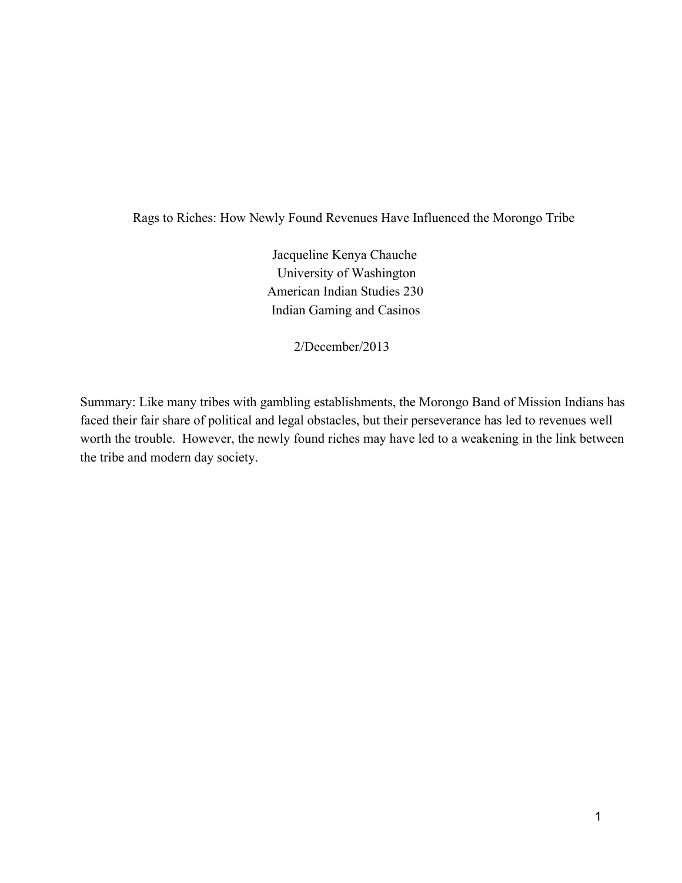# Rags to Riches: How Newly Found Revenues Have Influenced the Morongo Tribe

Jacqueline Kenya Chauche
University of Washington
American Indian Studies 230
Indian Gaming and Casinos

2/December/2013

Summary: Like many tribes with gambling establishments, the Morongo Band of Mission Indians has faced their fair share of political and legal obstacles, but their perseverance has led to revenues well worth the trouble. However, the newly found riches may have led to a weakening in the link between the tribe and modern day society.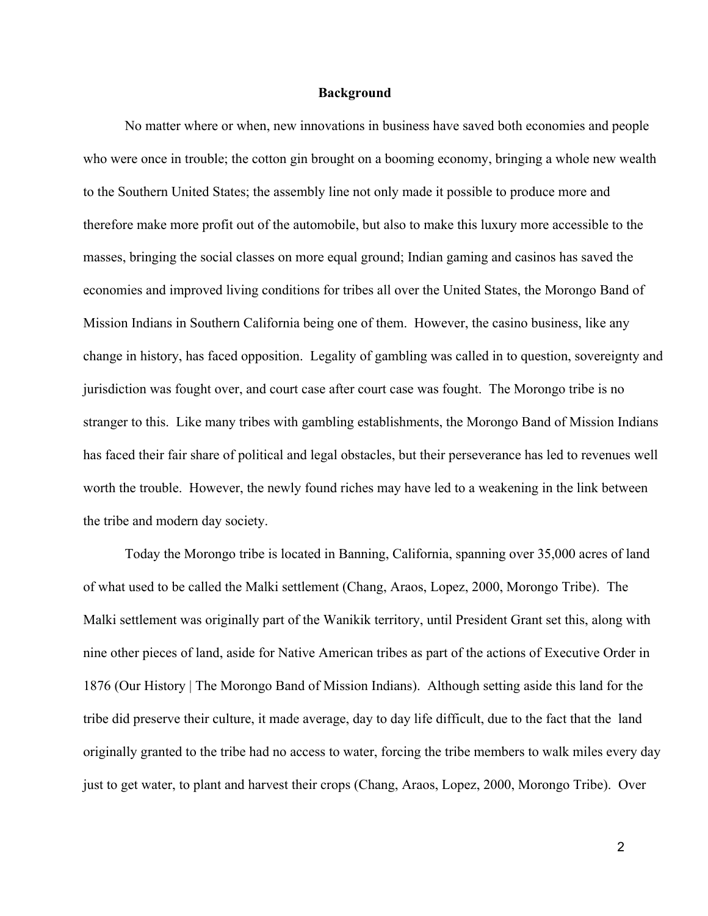## Background

No matter where or when, new innovations in business have saved both economies and people who were once in trouble; the cotton gin brought on a booming economy, bringing a whole new wealth to the Southern United States; the assembly line not only made it possible to produce more and therefore make more profit out of the automobile, but also to make this luxury more accessible to the masses, bringing the social classes on more equal ground; Indian gaming and casinos has saved the economies and improved living conditions for tribes all over the United States, the Morongo Band of Mission Indians in Southern California being one of them. However, the casino business, like any change in history, has faced opposition. Legality of gambling was called in to question, sovereignty and jurisdiction was fought over, and court case after court case was fought. The Morongo tribe is no stranger to this. Like many tribes with gambling establishments, the Morongo Band of Mission Indians has faced their fair share of political and legal obstacles, but their perseverance has led to revenues well worth the trouble. However, the newly found riches may have led to a weakening in the link between the tribe and modern day society.

Today the Morongo tribe is located in Banning, California, spanning over 35,000 acres of land of what used to be called the Malki settlement (Chang, Araos, Lopez, 2000, Morongo Tribe). The Malki settlement was originally part of the Wanikik territory, until President Grant set this, along with nine other pieces of land, aside for Native American tribes as part of the actions of Executive Order in 1876 (Our History | The Morongo Band of Mission Indians). Although setting aside this land for the tribe did preserve their culture, it made average, day to day life difficult, due to the fact that the land originally granted to the tribe had no access to water, forcing the tribe members to walk miles every day just to get water, to plant and harvest their crops (Chang, Araos, Lopez, 2000, Morongo Tribe). Over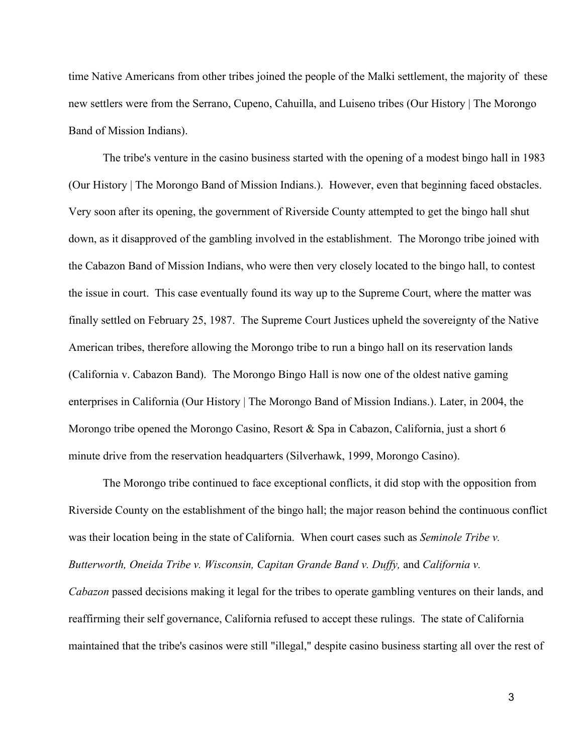time Native Americans from other tribes joined the people of the Malki settlement, the majority of these new settlers were from the Serrano, Cupeno, Cahuilla, and Luiseno tribes (Our History | The Morongo Band of Mission Indians).

The tribe's venture in the casino business started with the opening of a modest bingo hall in 1983 (Our History | The Morongo Band of Mission Indians.). However, even that beginning faced obstacles. Very soon after its opening, the government of Riverside County attempted to get the bingo hall shut down, as it disapproved of the gambling involved in the establishment. The Morongo tribe joined with the Cabazon Band of Mission Indians, who were then very closely located to the bingo hall, to contest the issue in court. This case eventually found its way up to the Supreme Court, where the matter was finally settled on February 25, 1987. The Supreme Court Justices upheld the sovereignty of the Native American tribes, therefore allowing the Morongo tribe to run a bingo hall on its reservation lands (California v. Cabazon Band). The Morongo Bingo Hall is now one of the oldest native gaming enterprises in California (Our History | The Morongo Band of Mission Indians.). Later, in 2004, the Morongo tribe opened the Morongo Casino, Resort & Spa in Cabazon, California, just a short 6 minute drive from the reservation headquarters (Silverhawk, 1999, Morongo Casino).

The Morongo tribe continued to face exceptional conflicts, it did stop with the opposition from Riverside County on the establishment of the bingo hall; the major reason behind the continuous conflict was their location being in the state of California. When court cases such as *Seminole Tribe v. Butterworth, Oneida Tribe v. Wisconsin, Capitan Grande Band v. Duffy,* and *California v. Cabazon* passed decisions making it legal for the tribes to operate gambling ventures on their lands, and reaffirming their self governance, California refused to accept these rulings. The state of California maintained that the tribe's casinos were still "illegal," despite casino business starting all over the rest of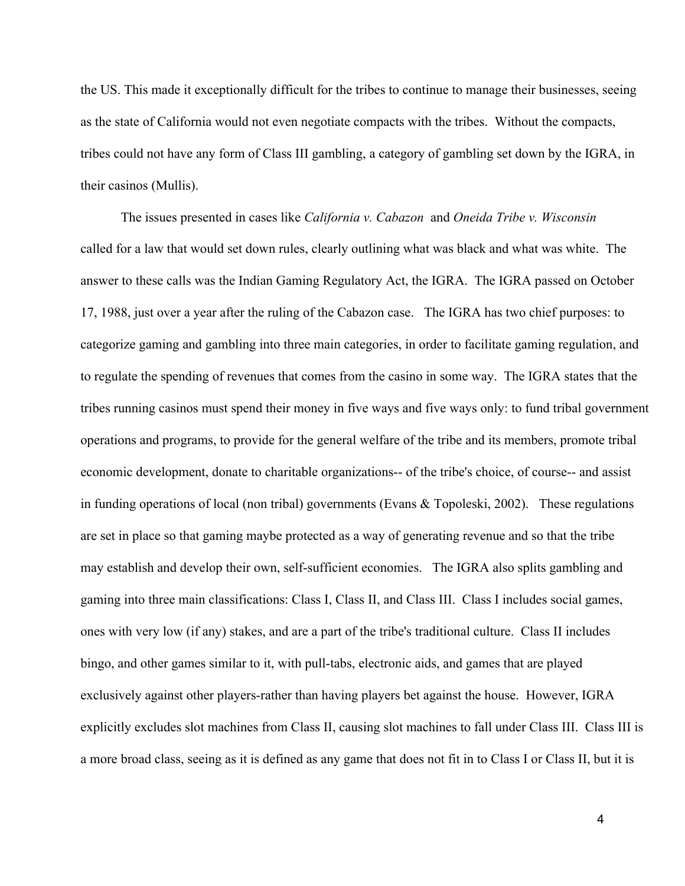the US. This made it exceptionally difficult for the tribes to continue to manage their businesses, seeing as the state of California would not even negotiate compacts with the tribes. Without the compacts, tribes could not have any form of Class III gambling, a category of gambling set down by the IGRA, in their casinos (Mullis).

The issues presented in cases like *California v. Cabazon* and *Oneida Tribe v. Wisconsin* called for a law that would set down rules, clearly outlining what was black and what was white. The answer to these calls was the Indian Gaming Regulatory Act, the IGRA. The IGRA passed on October 17, 1988, just over a year after the ruling of the Cabazon case. The IGRA has two chief purposes: to categorize gaming and gambling into three main categories, in order to facilitate gaming regulation, and to regulate the spending of revenues that comes from the casino in some way. The IGRA states that the tribes running casinos must spend their money in five ways and five ways only: to fund tribal government operations and programs, to provide for the general welfare of the tribe and its members, promote tribal economic development, donate to charitable organizations-- of the tribe's choice, of course-- and assist in funding operations of local (non tribal) governments (Evans & Topoleski, 2002). These regulations are set in place so that gaming maybe protected as a way of generating revenue and so that the tribe may establish and develop their own, self-sufficient economies. The IGRA also splits gambling and gaming into three main classifications: Class I, Class II, and Class III. Class I includes social games, ones with very low (if any) stakes, and are a part of the tribe's traditional culture. Class II includes bingo, and other games similar to it, with pull-tabs, electronic aids, and games that are played exclusively against other players-rather than having players bet against the house. However, IGRA explicitly excludes slot machines from Class II, causing slot machines to fall under Class III. Class III is a more broad class, seeing as it is defined as any game that does not fit in to Class I or Class II, but it is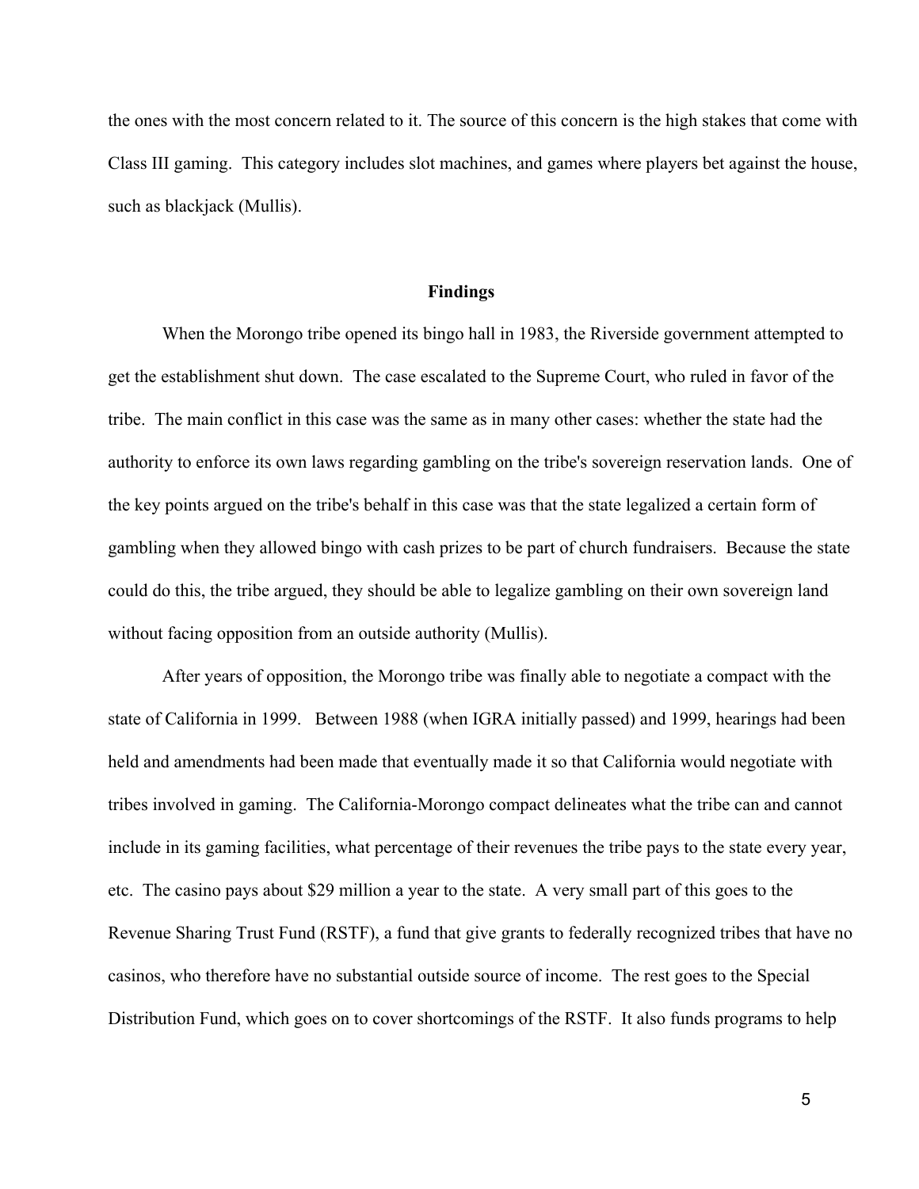the ones with the most concern related to it. The source of this concern is the high stakes that come with Class III gaming. This category includes slot machines, and games where players bet against the house, such as blackjack (Mullis).

## Findings

When the Morongo tribe opened its bingo hall in 1983, the Riverside government attempted to get the establishment shut down. The case escalated to the Supreme Court, who ruled in favor of the tribe. The main conflict in this case was the same as in many other cases: whether the state had the authority to enforce its own laws regarding gambling on the tribe's sovereign reservation lands. One of the key points argued on the tribe's behalf in this case was that the state legalized a certain form of gambling when they allowed bingo with cash prizes to be part of church fundraisers. Because the state could do this, the tribe argued, they should be able to legalize gambling on their own sovereign land without facing opposition from an outside authority (Mullis).

After years of opposition, the Morongo tribe was finally able to negotiate a compact with the state of California in 1999. Between 1988 (when IGRA initially passed) and 1999, hearings had been held and amendments had been made that eventually made it so that California would negotiate with tribes involved in gaming. The California-Morongo compact delineates what the tribe can and cannot include in its gaming facilities, what percentage of their revenues the tribe pays to the state every year, etc. The casino pays about $29 million a year to the state. A very small part of this goes to the Revenue Sharing Trust Fund (RSTF), a fund that give grants to federally recognized tribes that have no casinos, who therefore have no substantial outside source of income. The rest goes to the Special Distribution Fund, which goes on to cover shortcomings of the RSTF. It also funds programs to help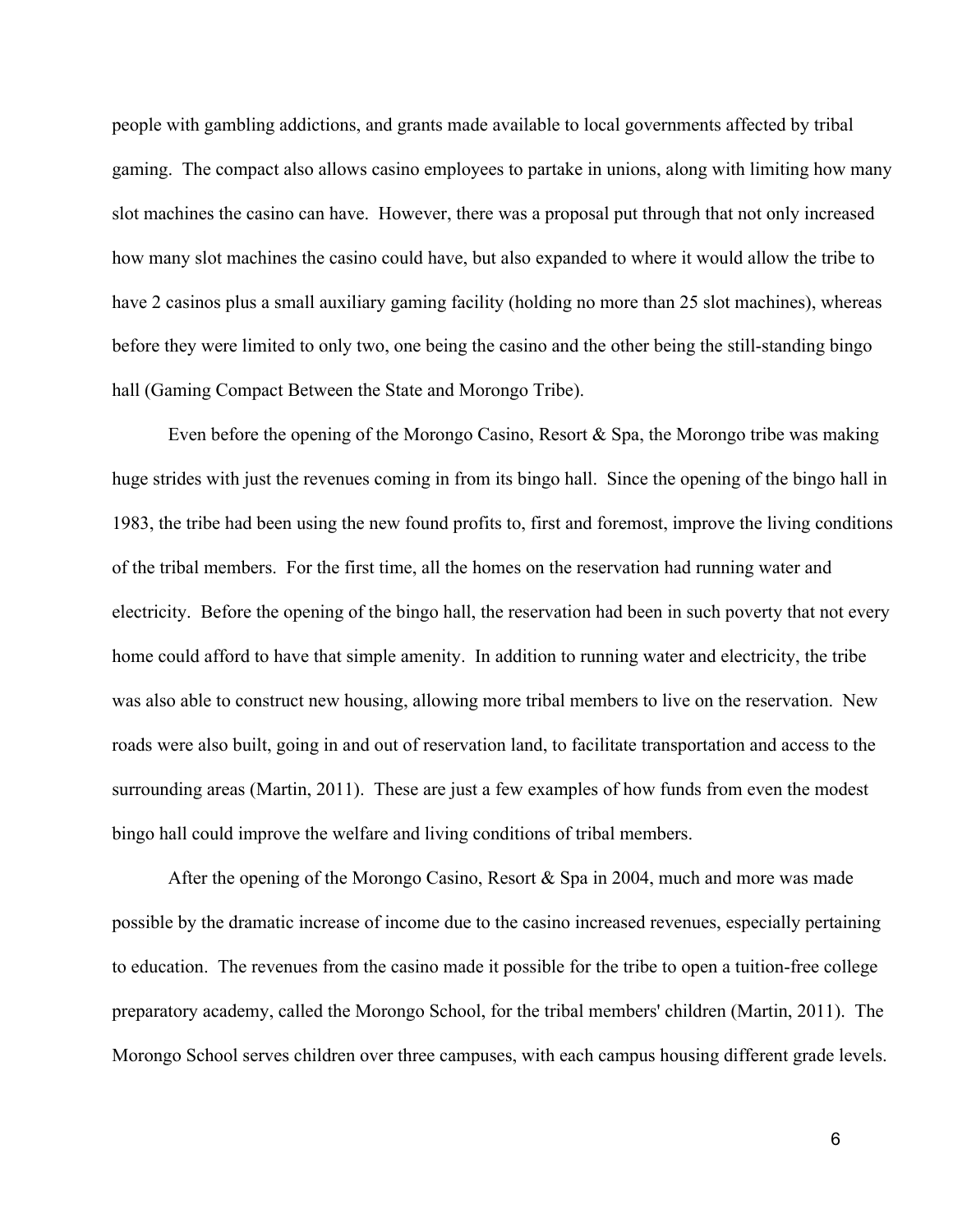people with gambling addictions, and grants made available to local governments affected by tribal gaming. The compact also allows casino employees to partake in unions, along with limiting how many slot machines the casino can have. However, there was a proposal put through that not only increased how many slot machines the casino could have, but also expanded to where it would allow the tribe to have 2 casinos plus a small auxiliary gaming facility (holding no more than 25 slot machines), whereas before they were limited to only two, one being the casino and the other being the still-standing bingo hall (Gaming Compact Between the State and Morongo Tribe).

Even before the opening of the Morongo Casino, Resort & Spa, the Morongo tribe was making huge strides with just the revenues coming in from its bingo hall. Since the opening of the bingo hall in 1983, the tribe had been using the new found profits to, first and foremost, improve the living conditions of the tribal members. For the first time, all the homes on the reservation had running water and electricity. Before the opening of the bingo hall, the reservation had been in such poverty that not every home could afford to have that simple amenity. In addition to running water and electricity, the tribe was also able to construct new housing, allowing more tribal members to live on the reservation. New roads were also built, going in and out of reservation land, to facilitate transportation and access to the surrounding areas (Martin, 2011). These are just a few examples of how funds from even the modest bingo hall could improve the welfare and living conditions of tribal members.

After the opening of the Morongo Casino, Resort & Spa in 2004, much and more was made possible by the dramatic increase of income due to the casino increased revenues, especially pertaining to education. The revenues from the casino made it possible for the tribe to open a tuition-free college preparatory academy, called the Morongo School, for the tribal members' children (Martin, 2011). The Morongo School serves children over three campuses, with each campus housing different grade levels.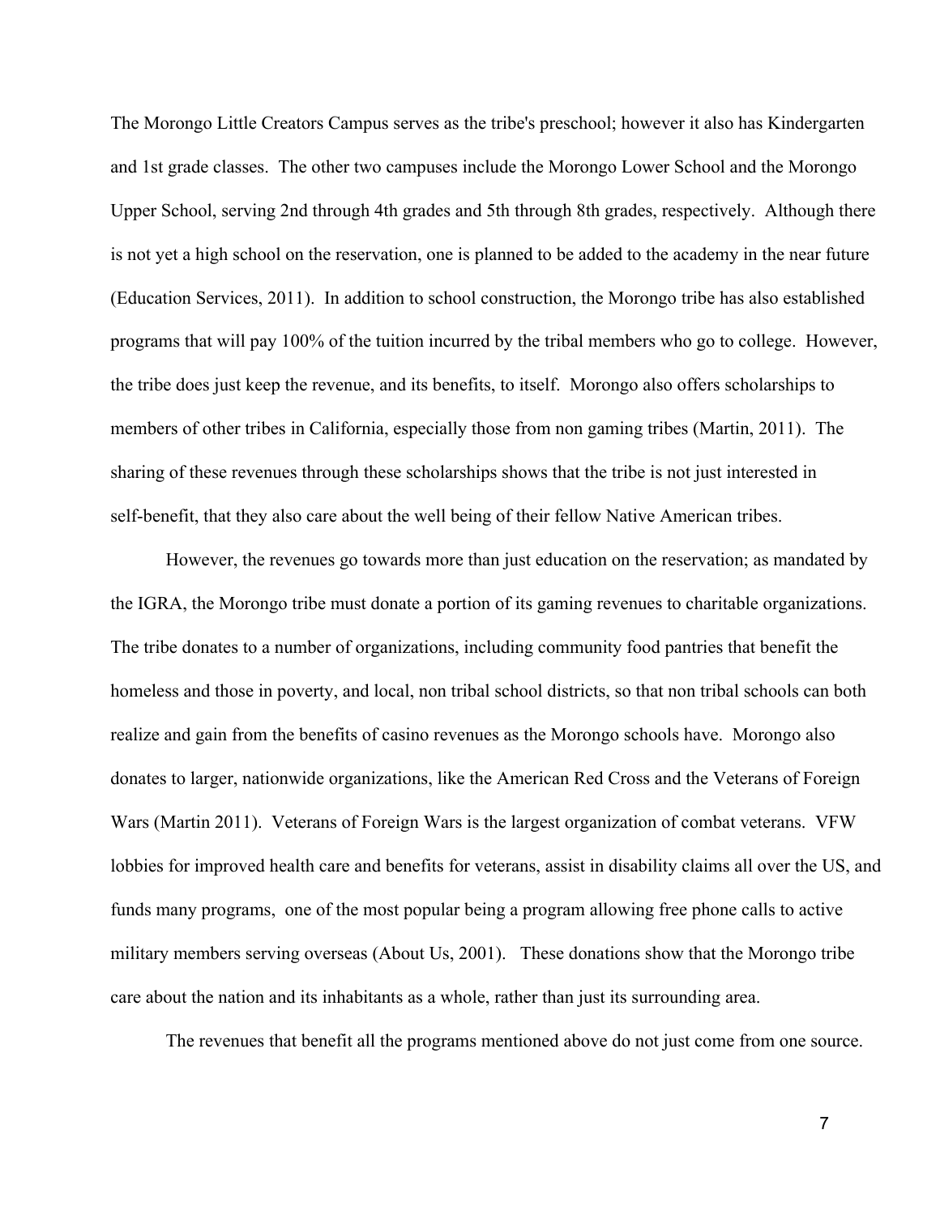The Morongo Little Creators Campus serves as the tribe's preschool; however it also has Kindergarten and 1st grade classes. The other two campuses include the Morongo Lower School and the Morongo Upper School, serving 2nd through 4th grades and 5th through 8th grades, respectively. Although there is not yet a high school on the reservation, one is planned to be added to the academy in the near future (Education Services, 2011). In addition to school construction, the Morongo tribe has also established programs that will pay 100% of the tuition incurred by the tribal members who go to college. However, the tribe does just keep the revenue, and its benefits, to itself. Morongo also offers scholarships to members of other tribes in California, especially those from non gaming tribes (Martin, 2011). The sharing of these revenues through these scholarships shows that the tribe is not just interested in self-benefit, that they also care about the well being of their fellow Native American tribes.

However, the revenues go towards more than just education on the reservation; as mandated by the IGRA, the Morongo tribe must donate a portion of its gaming revenues to charitable organizations. The tribe donates to a number of organizations, including community food pantries that benefit the homeless and those in poverty, and local, non tribal school districts, so that non tribal schools can both realize and gain from the benefits of casino revenues as the Morongo schools have. Morongo also donates to larger, nationwide organizations, like the American Red Cross and the Veterans of Foreign Wars (Martin 2011). Veterans of Foreign Wars is the largest organization of combat veterans. VFW lobbies for improved health care and benefits for veterans, assist in disability claims all over the US, and funds many programs, one of the most popular being a program allowing free phone calls to active military members serving overseas (About Us, 2001). These donations show that the Morongo tribe care about the nation and its inhabitants as a whole, rather than just its surrounding area.

The revenues that benefit all the programs mentioned above do not just come from one source.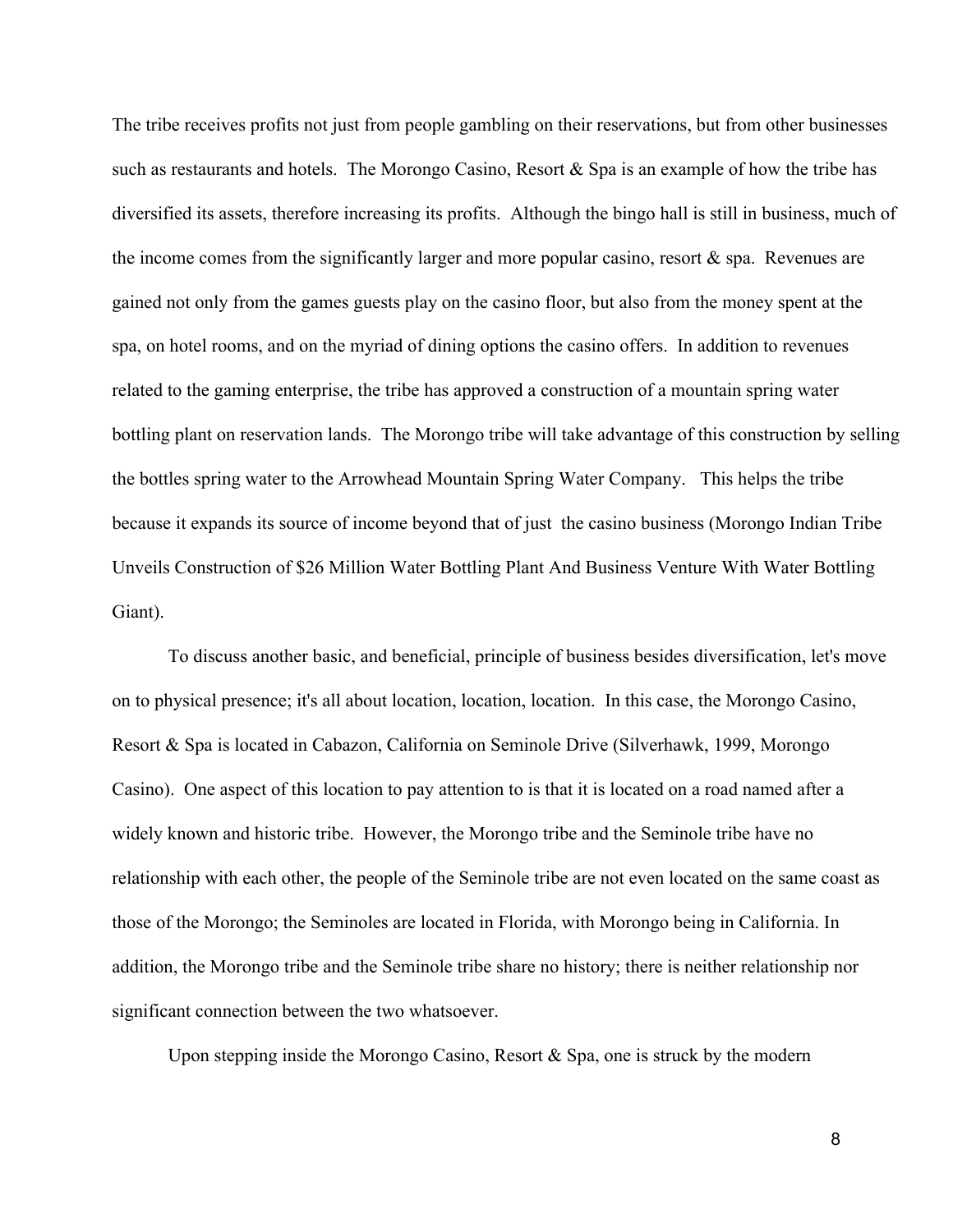The tribe receives profits not just from people gambling on their reservations, but from other businesses such as restaurants and hotels. The Morongo Casino, Resort & Spa is an example of how the tribe has diversified its assets, therefore increasing its profits. Although the bingo hall is still in business, much of the income comes from the significantly larger and more popular casino, resort & spa. Revenues are gained not only from the games guests play on the casino floor, but also from the money spent at the spa, on hotel rooms, and on the myriad of dining options the casino offers. In addition to revenues related to the gaming enterprise, the tribe has approved a construction of a mountain spring water bottling plant on reservation lands. The Morongo tribe will take advantage of this construction by selling the bottles spring water to the Arrowhead Mountain Spring Water Company. This helps the tribe because it expands its source of income beyond that of just the casino business (Morongo Indian Tribe Unveils Construction of $26 Million Water Bottling Plant And Business Venture With Water Bottling Giant).

To discuss another basic, and beneficial, principle of business besides diversification, let's move on to physical presence; it's all about location, location, location. In this case, the Morongo Casino, Resort & Spa is located in Cabazon, California on Seminole Drive (Silverhawk, 1999, Morongo Casino). One aspect of this location to pay attention to is that it is located on a road named after a widely known and historic tribe. However, the Morongo tribe and the Seminole tribe have no relationship with each other, the people of the Seminole tribe are not even located on the same coast as those of the Morongo; the Seminoles are located in Florida, with Morongo being in California. In addition, the Morongo tribe and the Seminole tribe share no history; there is neither relationship nor significant connection between the two whatsoever.

Upon stepping inside the Morongo Casino, Resort & Spa, one is struck by the modern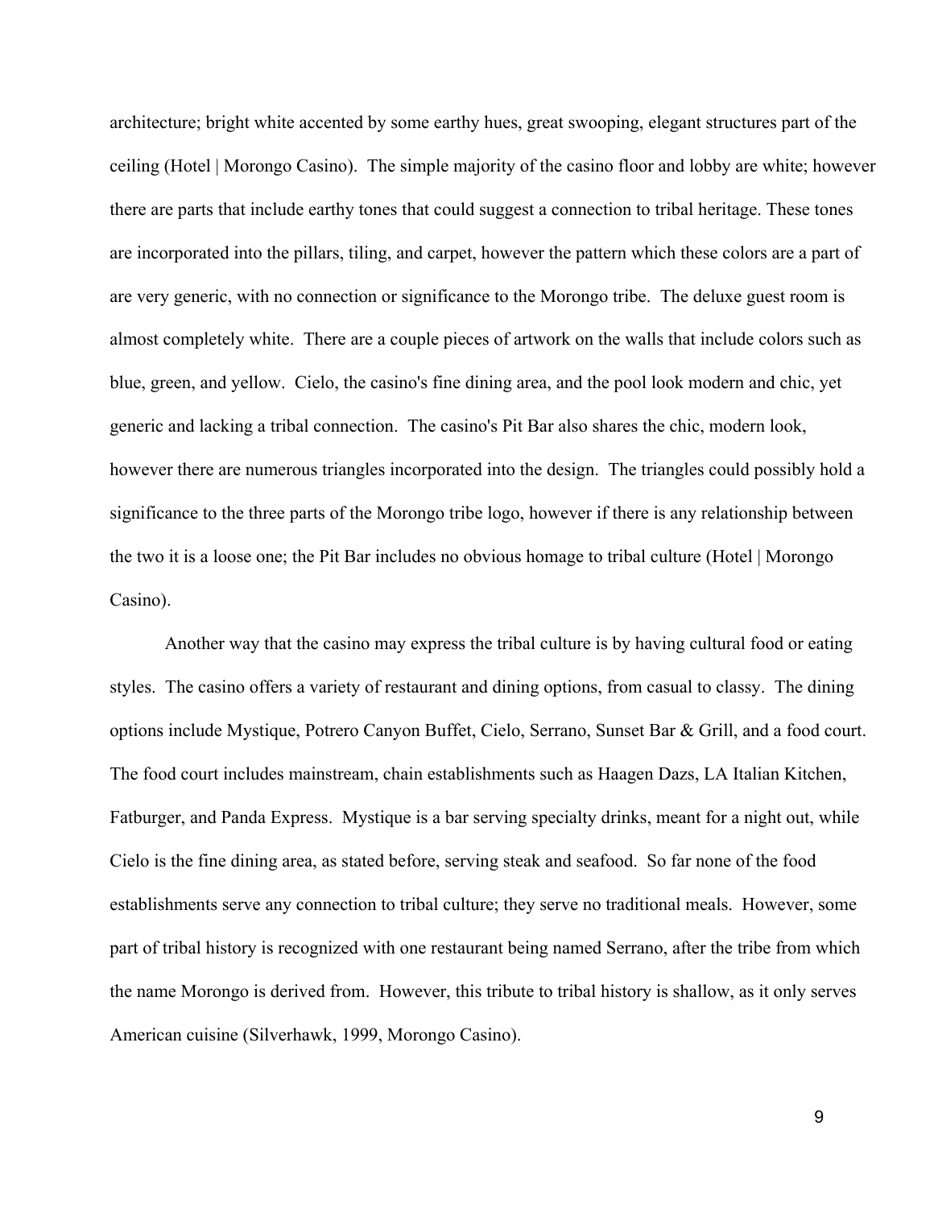architecture; bright white accented by some earthy hues, great swooping, elegant structures part of the ceiling (Hotel | Morongo Casino). The simple majority of the casino floor and lobby are white; however there are parts that include earthy tones that could suggest a connection to tribal heritage. These tones are incorporated into the pillars, tiling, and carpet, however the pattern which these colors are a part of are very generic, with no connection or significance to the Morongo tribe. The deluxe guest room is almost completely white. There are a couple pieces of artwork on the walls that include colors such as blue, green, and yellow. Cielo, the casino's fine dining area, and the pool look modern and chic, yet generic and lacking a tribal connection. The casino's Pit Bar also shares the chic, modern look, however there are numerous triangles incorporated into the design. The triangles could possibly hold a significance to the three parts of the Morongo tribe logo, however if there is any relationship between the two it is a loose one; the Pit Bar includes no obvious homage to tribal culture (Hotel | Morongo Casino).

Another way that the casino may express the tribal culture is by having cultural food or eating styles. The casino offers a variety of restaurant and dining options, from casual to classy. The dining options include Mystique, Potrero Canyon Buffet, Cielo, Serrano, Sunset Bar & Grill, and a food court. The food court includes mainstream, chain establishments such as Haagen Dazs, LA Italian Kitchen, Fatburger, and Panda Express. Mystique is a bar serving specialty drinks, meant for a night out, while Cielo is the fine dining area, as stated before, serving steak and seafood. So far none of the food establishments serve any connection to tribal culture; they serve no traditional meals. However, some part of tribal history is recognized with one restaurant being named Serrano, after the tribe from which the name Morongo is derived from. However, this tribute to tribal history is shallow, as it only serves American cuisine (Silverhawk, 1999, Morongo Casino).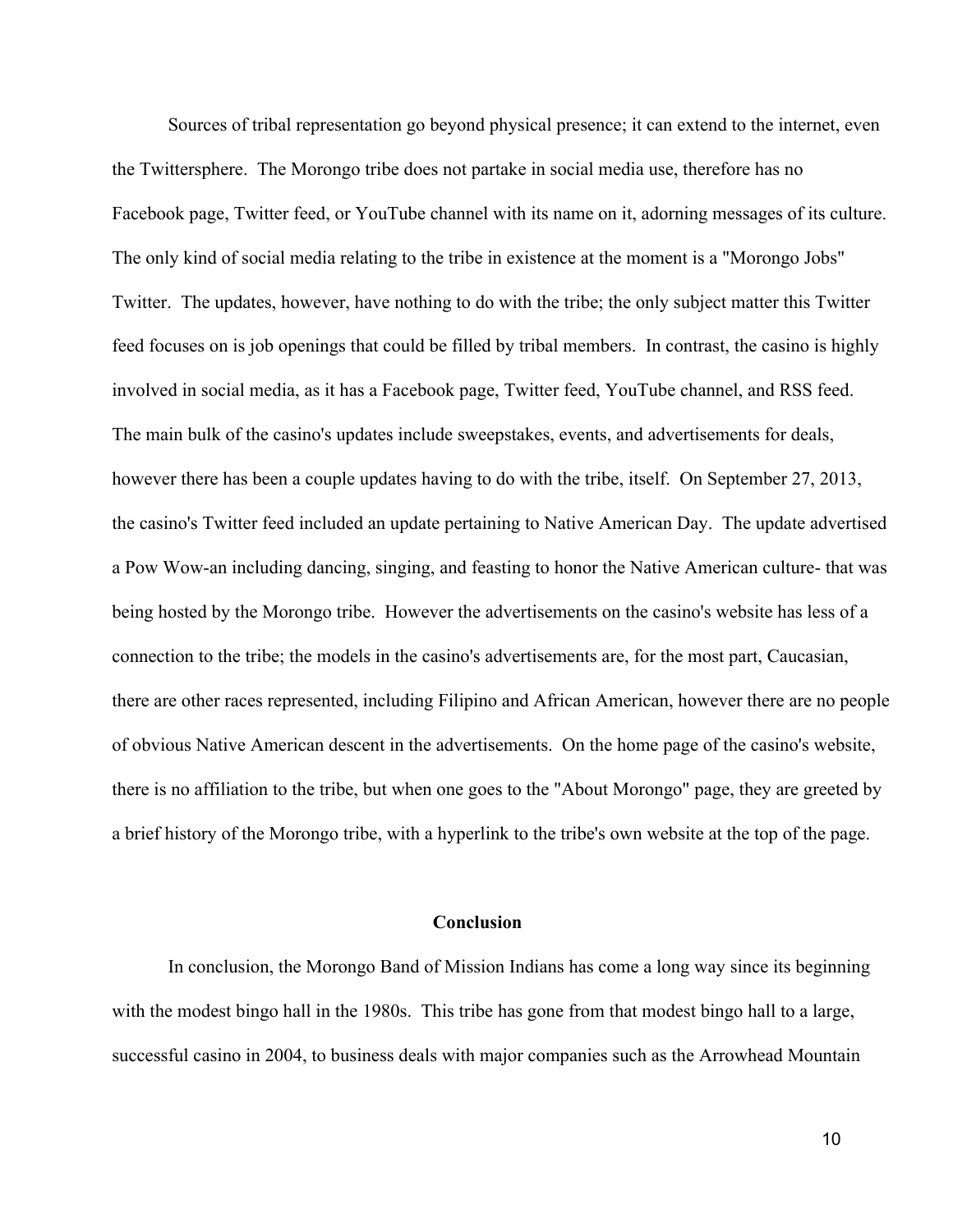Sources of tribal representation go beyond physical presence; it can extend to the internet, even the Twittersphere. The Morongo tribe does not partake in social media use, therefore has no Facebook page, Twitter feed, or YouTube channel with its name on it, adorning messages of its culture. The only kind of social media relating to the tribe in existence at the moment is a "Morongo Jobs" Twitter. The updates, however, have nothing to do with the tribe; the only subject matter this Twitter feed focuses on is job openings that could be filled by tribal members. In contrast, the casino is highly involved in social media, as it has a Facebook page, Twitter feed, YouTube channel, and RSS feed. The main bulk of the casino's updates include sweepstakes, events, and advertisements for deals, however there has been a couple updates having to do with the tribe, itself. On September 27, 2013, the casino's Twitter feed included an update pertaining to Native American Day. The update advertised a Pow Wow-an including dancing, singing, and feasting to honor the Native American culture- that was being hosted by the Morongo tribe. However the advertisements on the casino's website has less of a connection to the tribe; the models in the casino's advertisements are, for the most part, Caucasian, there are other races represented, including Filipino and African American, however there are no people of obvious Native American descent in the advertisements. On the home page of the casino's website, there is no affiliation to the tribe, but when one goes to the "About Morongo" page, they are greeted by a brief history of the Morongo tribe, with a hyperlink to the tribe's own website at the top of the page.

## Conclusion

In conclusion, the Morongo Band of Mission Indians has come a long way since its beginning with the modest bingo hall in the 1980s. This tribe has gone from that modest bingo hall to a large, successful casino in 2004, to business deals with major companies such as the Arrowhead Mountain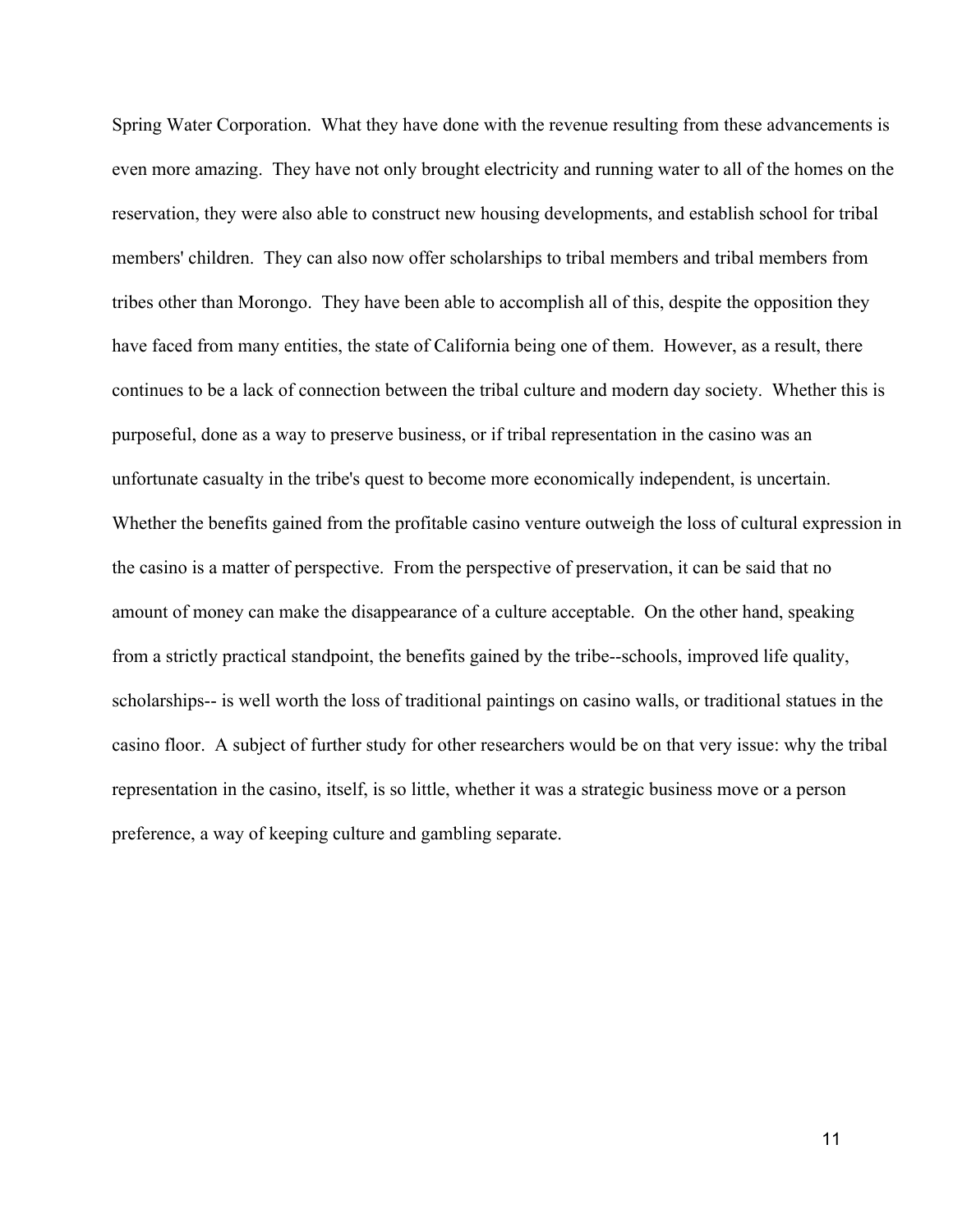Spring Water Corporation.  What they have done with the revenue resulting from these advancements is even more amazing.  They have not only brought electricity and running water to all of the homes on the reservation, they were also able to construct new housing developments, and establish school for tribal members' children.  They can also now offer scholarships to tribal members and tribal members from tribes other than Morongo.  They have been able to accomplish all of this, despite the opposition they have faced from many entities, the state of California being one of them.  However, as a result, there continues to be a lack of connection between the tribal culture and modern day society.  Whether this is purposeful, done as a way to preserve business, or if tribal representation in the casino was an unfortunate casualty in the tribe's quest to become more economically independent, is uncertain. Whether the benefits gained from the profitable casino venture outweigh the loss of cultural expression in the casino is a matter of perspective.  From the perspective of preservation, it can be said that no amount of money can make the disappearance of a culture acceptable.  On the other hand, speaking from a strictly practical standpoint, the benefits gained by the tribe--schools, improved life quality, scholarships-- is well worth the loss of traditional paintings on casino walls, or traditional statues in the casino floor.  A subject of further study for other researchers would be on that very issue: why the tribal representation in the casino, itself, is so little, whether it was a strategic business move or a person preference, a way of keeping culture and gambling separate.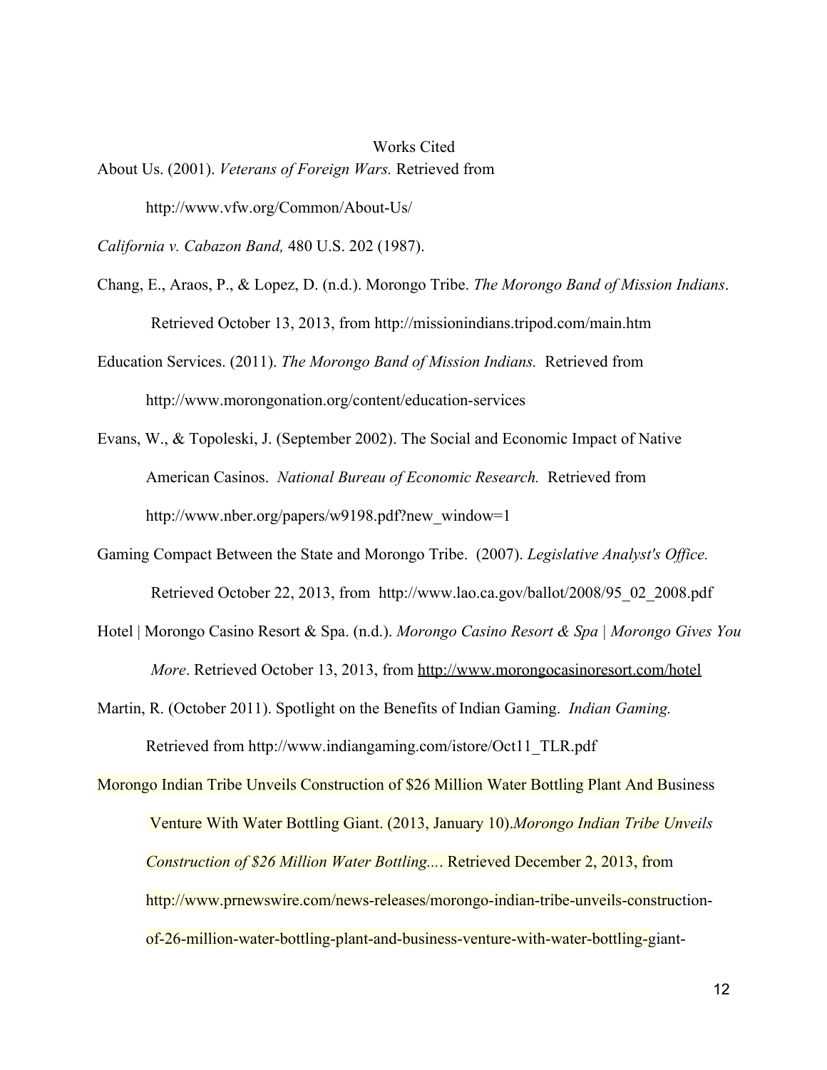# Works Cited

About Us. (2001). *Veterans of Foreign Wars.* Retrieved from http://www.vfw.org/Common/About-Us/

*California v. Cabazon Band,* 480 U.S. 202 (1987).

Chang, E., Araos, P., & Lopez, D. (n.d.). Morongo Tribe. *The Morongo Band of Mission Indians*. Retrieved October 13, 2013, from http://missionindians.tripod.com/main.htm

Education Services. (2011). *The Morongo Band of Mission Indians.* Retrieved from http://www.morongonation.org/content/education-services

Evans, W., & Topoleski, J. (September 2002). The Social and Economic Impact of Native American Casinos. *National Bureau of Economic Research.* Retrieved from http://www.nber.org/papers/w9198.pdf?new_window=1

Gaming Compact Between the State and Morongo Tribe. (2007). *Legislative Analyst's Office.* Retrieved October 22, 2013, from http://www.lao.ca.gov/ballot/2008/95_02_2008.pdf

Hotel | Morongo Casino Resort & Spa. (n.d.). *Morongo Casino Resort & Spa | Morongo Gives You More*. Retrieved October 13, 2013, from http://www.morongocasinoresort.com/hotel

Martin, R. (October 2011). Spotlight on the Benefits of Indian Gaming. *Indian Gaming.* Retrieved from http://www.indiangaming.com/istore/Oct11_TLR.pdf

Morongo Indian Tribe Unveils Construction of $26 Million Water Bottling Plant And Business Venture With Water Bottling Giant. (2013, January 10).*Morongo Indian Tribe Unveils Construction of $26 Million Water Bottling...*. Retrieved December 2, 2013, from http://www.prnewswire.com/news-releases/morongo-indian-tribe-unveils-construction-of-26-million-water-bottling-plant-and-business-venture-with-water-bottling-giant-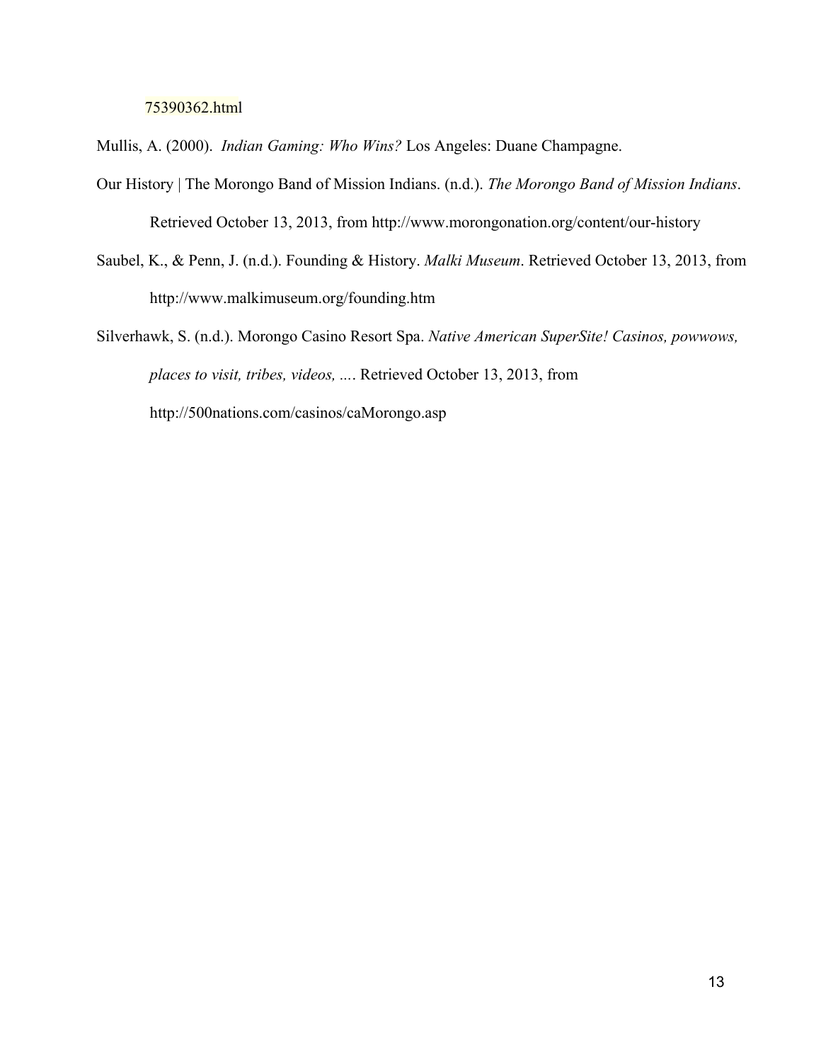75390362.html

Mullis, A. (2000). *Indian Gaming: Who Wins?* Los Angeles: Duane Champagne.

Our History | The Morongo Band of Mission Indians. (n.d.). *The Morongo Band of Mission Indians*. Retrieved October 13, 2013, from http://www.morongonation.org/content/our-history

Saubel, K., & Penn, J. (n.d.). Founding & History. *Malki Museum*. Retrieved October 13, 2013, from http://www.malkimuseum.org/founding.htm

Silverhawk, S. (n.d.). Morongo Casino Resort Spa. *Native American SuperSite! Casinos, powwows, places to visit, tribes, videos, ...*. Retrieved October 13, 2013, from http://500nations.com/casinos/caMorongo.asp